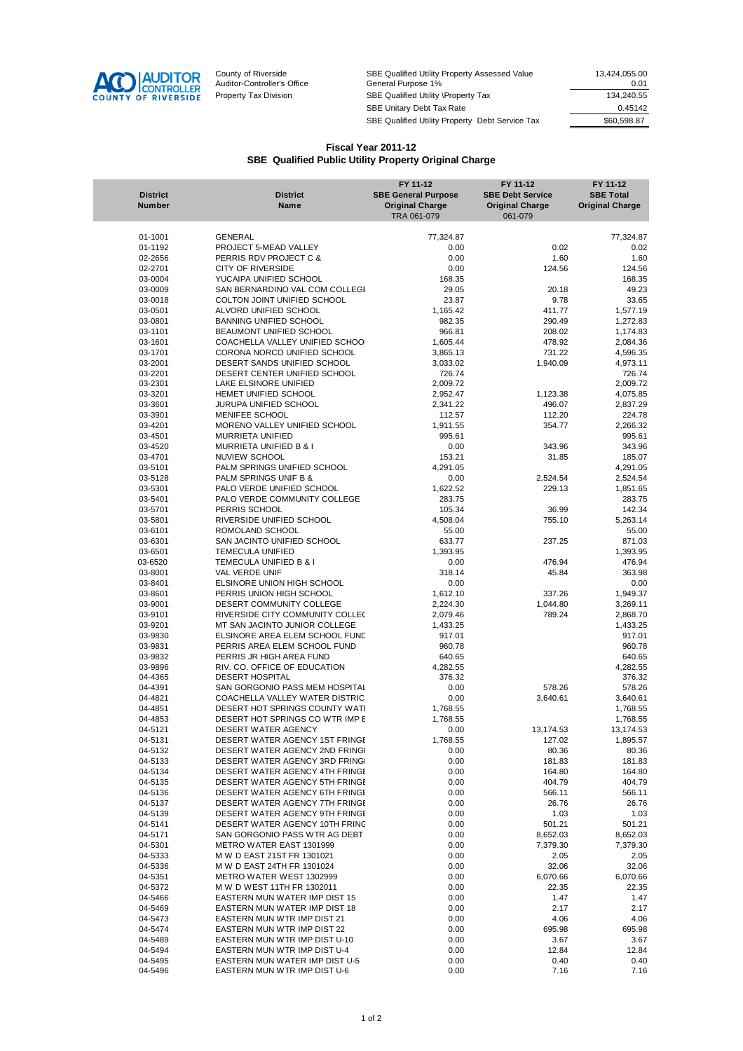County of Riverside
Auditor-Controller's Office
Property Tax Division

| | |
|---|---|
| SBE Qualified Utility Property Assessed Value | 13,424,055.00 |
| General Purpose 1% | 0.01 |
| SBE Qualified Utility \Property Tax | 134,240.55 |
| SBE Unitary Debt Tax Rate | 0.45142 |
| SBE Qualified Utility Property Debt Service Tax | $60,598.87 |

## Fiscal Year 2011-12
## SBE Qualified Public Utility Property Original Charge

| District Number | District Name | FY 11-12 SBE General Purpose Original Charge TRA 061-079 | FY 11-12 SBE Debt Service Original Charge 061-079 | FY 11-12 SBE Total Original Charge |
|---|---|---|---|---|
| 01-1001 | GENERAL | 77,324.87 | | 77,324.87 |
| 01-1192 | PROJECT 5-MEAD VALLEY | 0.00 | 0.02 | 0.02 |
| 02-2656 | PERRIS RDV PROJECT C & | 0.00 | 1.60 | 1.60 |
| 02-2701 | CITY OF RIVERSIDE | 0.00 | 124.56 | 124.56 |
| 03-0004 | YUCAIPA UNIFIED SCHOOL | 168.35 | | 168.35 |
| 03-0009 | SAN BERNARDINO VAL COM COLLEGI | 29.05 | 20.18 | 49.23 |
| 03-0018 | COLTON JOINT UNIFIED SCHOOL | 23.87 | 9.78 | 33.65 |
| 03-0501 | ALVORD UNIFIED SCHOOL | 1,165.42 | 411.77 | 1,577.19 |
| 03-0801 | BANNING UNIFIED SCHOOL | 982.35 | 290.49 | 1,272.83 |
| 03-1101 | BEAUMONT UNIFIED SCHOOL | 966.81 | 208.02 | 1,174.83 |
| 03-1601 | COACHELLA VALLEY UNIFIED SCHOO | 1,605.44 | 478.92 | 2,084.36 |
| 03-1701 | CORONA NORCO UNIFIED SCHOOL | 3,865.13 | 731.22 | 4,596.35 |
| 03-2001 | DESERT SANDS UNIFIED SCHOOL | 3,033.02 | 1,940.09 | 4,973.11 |
| 03-2201 | DESERT CENTER UNIFIED SCHOOL | 726.74 | | 726.74 |
| 03-2301 | LAKE ELSINORE UNIFIED | 2,009.72 | | 2,009.72 |
| 03-3201 | HEMET UNIFIED SCHOOL | 2,952.47 | 1,123.38 | 4,075.85 |
| 03-3601 | JURUPA UNIFIED SCHOOL | 2,341.22 | 496.07 | 2,837.29 |
| 03-3901 | MENIFEE SCHOOL | 112.57 | 112.20 | 224.78 |
| 03-4201 | MORENO VALLEY UNIFIED SCHOOL | 1,911.55 | 354.77 | 2,266.32 |
| 03-4501 | MURRIETA UNIFIED | 995.61 | | 995.61 |
| 03-4520 | MURRIETA UNIFIED B & I | 0.00 | 343.96 | 343.96 |
| 03-4701 | NUVIEW SCHOOL | 153.21 | 31.85 | 185.07 |
| 03-5101 | PALM SPRINGS UNIFIED SCHOOL | 4,291.05 | | 4,291.05 |
| 03-5128 | PALM SPRINGS UNIF B & | 0.00 | 2,524.54 | 2,524.54 |
| 03-5301 | PALO VERDE UNIFIED SCHOOL | 1,622.52 | 229.13 | 1,851.65 |
| 03-5401 | PALO VERDE COMMUNITY COLLEGE | 283.75 | | 283.75 |
| 03-5701 | PERRIS SCHOOL | 105.34 | 36.99 | 142.34 |
| 03-5801 | RIVERSIDE UNIFIED SCHOOL | 4,508.04 | 755.10 | 5,263.14 |
| 03-6101 | ROMOLAND SCHOOL | 55.00 | | 55.00 |
| 03-6301 | SAN JACINTO UNIFIED SCHOOL | 633.77 | 237.25 | 871.03 |
| 03-6501 | TEMECULA UNIFIED | 1,393.95 | | 1,393.95 |
| 03-6520 | TEMECULA UNIFIED B & I | 0.00 | 476.94 | 476.94 |
| 03-8001 | VAL VERDE UNIF | 318.14 | 45.84 | 363.98 |
| 03-8401 | ELSINORE UNION HIGH SCHOOL | 0.00 | | 0.00 |
| 03-8601 | PERRIS UNION HIGH SCHOOL | 1,612.10 | 337.26 | 1,949.37 |
| 03-9001 | DESERT COMMUNITY COLLEGE | 2,224.30 | 1,044.80 | 3,269.11 |
| 03-9101 | RIVERSIDE CITY COMMUNITY COLLEC | 2,079.46 | 789.24 | 2,868.70 |
| 03-9201 | MT SAN JACINTO JUNIOR COLLEGE | 1,433.25 | | 1,433.25 |
| 03-9830 | ELSINORE AREA ELEM SCHOOL FUND | 917.01 | | 917.01 |
| 03-9831 | PERRIS AREA ELEM SCHOOL FUND | 960.78 | | 960.78 |
| 03-9832 | PERRIS JR HIGH AREA FUND | 640.65 | | 640.65 |
| 03-9896 | RIV. CO. OFFICE OF EDUCATION | 4,282.55 | | 4,282.55 |
| 04-4365 | DESERT HOSPITAL | 376.32 | | 376.32 |
| 04-4391 | SAN GORGONIO PASS MEM HOSPITAL | 0.00 | 578.26 | 578.26 |
| 04-4821 | COACHELLA VALLEY WATER DISTRIC | 0.00 | 3,640.61 | 3,640.61 |
| 04-4851 | DESERT HOT SPRINGS COUNTY WATI | 1,768.55 | | 1,768.55 |
| 04-4853 | DESERT HOT SPRINGS CO WTR IMP E | 1,768.55 | | 1,768.55 |
| 04-5121 | DESERT WATER AGENCY | 0.00 | 13,174.53 | 13,174.53 |
| 04-5131 | DESERT WATER AGENCY 1ST FRINGE | 1,768.55 | 127.02 | 1,895.57 |
| 04-5132 | DESERT WATER AGENCY 2ND FRINGI | 0.00 | 80.36 | 80.36 |
| 04-5133 | DESERT WATER AGENCY 3RD FRINGI | 0.00 | 181.83 | 181.83 |
| 04-5134 | DESERT WATER AGENCY 4TH FRINGE | 0.00 | 164.80 | 164.80 |
| 04-5135 | DESERT WATER AGENCY 5TH FRINGE | 0.00 | 404.79 | 404.79 |
| 04-5136 | DESERT WATER AGENCY 6TH FRINGE | 0.00 | 566.11 | 566.11 |
| 04-5137 | DESERT WATER AGENCY 7TH FRINGE | 0.00 | 26.76 | 26.76 |
| 04-5139 | DESERT WATER AGENCY 9TH FRINGE | 0.00 | 1.03 | 1.03 |
| 04-5141 | DESERT WATER AGENCY 10TH FRINC | 0.00 | 501.21 | 501.21 |
| 04-5171 | SAN GORGONIO PASS WTR AG DEBT | 0.00 | 8,652.03 | 8,652.03 |
| 04-5301 | METRO WATER EAST 1301999 | 0.00 | 7,379.30 | 7,379.30 |
| 04-5333 | M W D EAST 21ST FR 1301021 | 0.00 | 2.05 | 2.05 |
| 04-5336 | M W D EAST 24TH FR 1301024 | 0.00 | 32.06 | 32.06 |
| 04-5351 | METRO WATER WEST 1302999 | 0.00 | 6,070.66 | 6,070.66 |
| 04-5372 | M W D WEST 11TH FR 1302011 | 0.00 | 22.35 | 22.35 |
| 04-5466 | EASTERN MUN WATER IMP DIST 15 | 0.00 | 1.47 | 1.47 |
| 04-5469 | EASTERN MUN WATER IMP DIST 18 | 0.00 | 2.17 | 2.17 |
| 04-5473 | EASTERN MUN WTR IMP DIST 21 | 0.00 | 4.06 | 4.06 |
| 04-5474 | EASTERN MUN WTR IMP DIST 22 | 0.00 | 695.98 | 695.98 |
| 04-5489 | EASTERN MUN WTR IMP DIST U-10 | 0.00 | 3.67 | 3.67 |
| 04-5494 | EASTERN MUN WTR IMP DIST U-4 | 0.00 | 12.84 | 12.84 |
| 04-5495 | EASTERN MUN WATER IMP DIST U-5 | 0.00 | 0.40 | 0.40 |
| 04-5496 | EASTERN MUN WTR IMP DIST U-6 | 0.00 | 7.16 | 7.16 |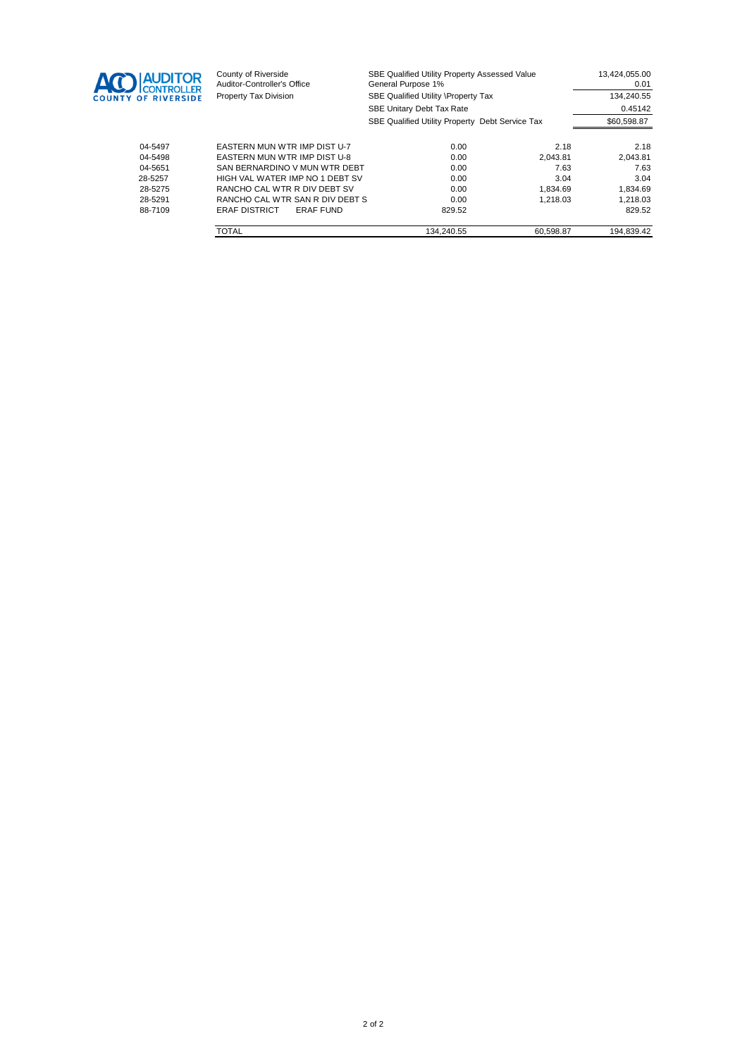County of Riverside
Auditor-Controller's Office
Property Tax Division

| | |
|---|---|
| SBE Qualified Utility Property Assessed Value | 13,424,055.00 |
| General Purpose 1% | 0.01 |
| SBE Qualified Utility \Property Tax | 134,240.55 |
| SBE Unitary Debt Tax Rate | 0.45142 |
| SBE Qualified Utility Property Debt Service Tax | $60,598.87 |

| | | | | |
|---|---|---|---|---|
| 04-5497 | EASTERN MUN WTR IMP DIST U-7 | 0.00 | 2.18 | 2.18 |
| 04-5498 | EASTERN MUN WTR IMP DIST U-8 | 0.00 | 2,043.81 | 2,043.81 |
| 04-5651 | SAN BERNARDINO V MUN WTR DEBT | 0.00 | 7.63 | 7.63 |
| 28-5257 | HIGH VAL WATER IMP NO 1 DEBT SV | 0.00 | 3.04 | 3.04 |
| 28-5275 | RANCHO CAL WTR R DIV DEBT SV | 0.00 | 1,834.69 | 1,834.69 |
| 28-5291 | RANCHO CAL WTR SAN R DIV DEBT S | 0.00 | 1,218.03 | 1,218.03 |
| 88-7109 | ERAF DISTRICT ERAF FUND | 829.52 | | 829.52 |
| | TOTAL | 134,240.55 | 60,598.87 | 194,839.42 |